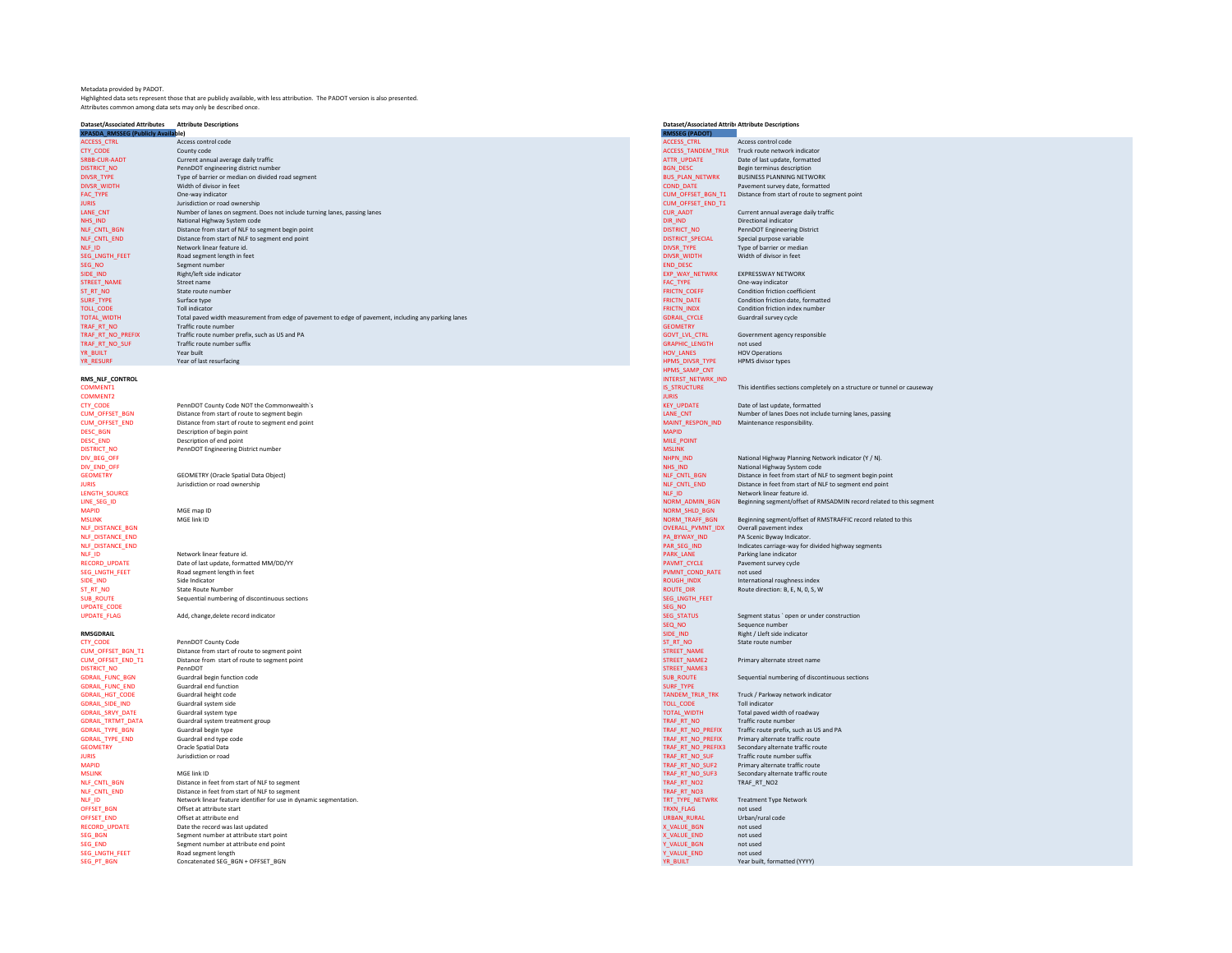Metadata provided by PADOT.
Highlighted data sets represent those that are publicly available, with less attribution. The PADOT version is also presented.
Attributes common among data sets may only be described once.

| Dataset/Associated Attributes | Attribute Descriptions |
|---|---|
| **XPASDA_RMSSEG (Publicly Available)** | |
| ACCESS_CTRL | Access control code |
| CTY_CODE | County code |
| SRBB-CUR-AADT | Current annual average daily traffic |
| DISTRICT_NO | PennDOT engineering district number |
| DIVSR_TYPE | Type of barrier or median on divided road segment |
| DIVSR_WIDTH | Width of divisor in feet |
| FAC_TYPE | One-way indicator |
| JURIS | Jurisdiction or road ownership |
| LANE_CNT | Number of lanes on segment. Does not include turning lanes, passing lanes |
| NHS_IND | National Highway System code |
| NLF_CNTL_BGN | Distance from start of NLF to segment begin point |
| NLF_CNTL_END | Distance from start of NLF to segment end point |
| NLF_ID | Network linear feature id. |
| SEG_LNGTH_FEET | Road segment length in feet |
| SEG_NO | Segment number |
| SIDE_IND | Right/left side indicator |
| STREET_NAME | Street name |
| ST_RT_NO | State route number |
| SURF_TYPE | Surface type |
| TOLL_CODE | Toll indicator |
| TOTAL_WIDTH | Total paved width measurement from edge of pavement to edge of pavement, including any parking lanes |
| TRAF_RT_NO | Traffic route number |
| TRAF_RT_NO_PREFIX | Traffic route number prefix, such as US and PA |
| TRAF_RT_NO_SUF | Traffic route number suffix |
| YR_BUILT | Year built |
| YR_RESURF | Year of last resurfacing |
| | |
| **RMS_NLF_CONTROL** | |
| COMMENT1 | |
| COMMENT2 | |
| CTY_CODE | PennDOT County Code NOT the Commonwealth`s |
| CUM_OFFSET_BGN | Distance from start of route to segment begin |
| CUM_OFFSET_END | Distance from start of route to segment end point |
| DESC_BGN | Description of begin point |
| DESC_END | Description of end point |
| DISTRICT_NO | PennDOT Engineering District number |
| DIV_BEG_OFF | |
| DIV_END_OFF | |
| GEOMETRY | GEOMETRY (Oracle Spatial Data Object) |
| JURIS | Jurisdiction or road ownership |
| LENGTH_SOURCE | |
| LINE_SEG_ID | |
| MAPID | MGE map ID |
| MSLINK | MGE link ID |
| NLF_DISTANCE_BGN | |
| NLF_DISTANCE_END | |
| NLF_DISTANCE_END | |
| NLF_ID | Network linear feature id. |
| RECORD_UPDATE | Date of last update, formatted MM/DD/YY |
| SEG_LNGTH_FEET | Road segment length in feet |
| SIDE_IND | Side Indicator |
| ST_RT_NO | State Route Number |
| SUB_ROUTE | Sequential numbering of discontinuous sections |
| UPDATE_CODE | |
| UPDATE_FLAG | Add, change,delete record indicator |
| | |
| **RMSGDRAIL** | |
| CTY_CODE | PennDOT County Code |
| CUM_OFFSET_BGN_T1 | Distance from start of route to segment point |
| CUM_OFFSET_END_T1 | Distance from start of route to segment point |
| DISTRICT_NO | PennDOT |
| GDRAIL_FUNC_BGN | Guardrail begin function code |
| GDRAIL_FUNC_END | Guardrail end function |
| GDRAIL_HGT_CODE | Guardrail height code |
| GDRAIL_SIDE_IND | Guardrail system side |
| GDRAIL_SRVY_DATE | Guardrail system type |
| GDRAIL_TRTMT_DATA | Guardrail system treatment group |
| GDRAIL_TYPE_BGN | Guardrail begin type |
| GDRAIL_TYPE_END | Guardrail end type code |
| GEOMETRY | Oracle Spatial Data |
| JURIS | Jurisdiction or road |
| MAPID | |
| MSLINK | MGE link ID |
| NLF_CNTL_BGN | Distance in feet from start of NLF to segment |
| NLF_CNTL_END | Distance in feet from start of NLF to segment |
| NLF_ID | Network linear feature identifier for use in dynamic segmentation. |
| OFFSET_BGN | Offset at attribute start |
| OFFSET_END | Offset at attribute end |
| RECORD_UPDATE | Date the record was last updated |
| SEG_BGN | Segment number at attribute start point |
| SEG_END | Segment number at attribute end point |
| SEG_LNGTH_FEET | Road segment length |
| SEG_PT_BGN | Concatenated SEG_BGN + OFFSET_BGN |

| Dataset/Associated Attributes | Attribute Descriptions |
|---|---|
| **RMSSEG (PADOT)** | |
| ACCESS_CTRL | Access control code |
| ACCESS_TANDEM_TRLR | Truck route network indicator |
| ATTR_UPDATE | Date of last update, formatted |
| BGN_DESC | Begin terminus description |
| BUS_PLAN_NETWRK | BUSINESS PLANNING NETWORK |
| COND_DATE | Pavement survey date, formatted |
| CUM_OFFSET_BGN_T1 | Distance from start of route to segment point |
| CUM_OFFSET_END_T1 | |
| CUR_AADT | Current annual average daily traffic |
| DIR_IND | Directional indicator |
| DISTRICT_NO | PennDOT Engineering District |
| DISTRICT_SPECIAL | Special purpose variable |
| DIVSR_TYPE | Type of barrier or median |
| DIVSR_WIDTH | Width of divisor in feet |
| END_DESC | |
| EXP_WAY_NETWRK | EXPRESSWAY NETWORK |
| FAC_TYPE | One-way indicator |
| FRICTN_COEFF | Condition friction coefficient |
| FRICTN_DATE | Condition friction date, formatted |
| FRICTN_INDX | Condition friction index number |
| GDRAIL_CYCLE | Guardrail survey cycle |
| GEOMETRY | |
| GOVT_LVL_CTRL | Government agency responsible |
| GRAPHIC_LENGTH | not used |
| HOV_LANES | HOV Operations |
| HPMS_DIVSR_TYPE | HPMS divisor types |
| HPMS_SAMP_CNT | |
| INTERST_NETWRK_IND | |
| IS_STRUCTURE | This identifies sections completely on a structure or tunnel or causeway |
| JURIS | |
| KEY_UPDATE | Date of last update, formatted |
| LANE_CNT | Number of lanes Does not include turning lanes, passing |
| MAINT_RESPON_IND | Maintenance responsibility. |
| MAPID | |
| MILE_POINT | |
| MSLINK | |
| NHPN_IND | National Highway Planning Network indicator (Y / N). |
| NHS_IND | National Highway System code |
| NLF_CNTL_BGN | Distance in feet from start of NLF to segment begin point |
| NLF_CNTL_END | Distance in feet from start of NLF to segment end point |
| NLF_ID | Network linear feature id. |
| NORM_ADMIN_BGN | Beginning segment/offset of RMSADMIN record related to this segment |
| NORM_SHLD_BGN | |
| NORM_TRAFF_BGN | Beginning segment/offset of RMSTRAFFIC record related to this |
| OVERALL_PVMNT_IDX | Overall pavement index |
| PA_BYWAY_IND | PA Scenic Byway Indicator. |
| PAR_SEG_IND | Indicates carriage-way for divided highway segments |
| PARK_LANE | Parking lane indicator |
| PAVMT_CYCLE | Pavement survey cycle |
| PVMNT_COND_RATE | not used |
| ROUGH_INDX | International roughness index |
| ROUTE_DIR | Route direction: B, E, N, 0, S, W |
| SEG_LNGTH_FEET | |
| SEG_NO | |
| SEG_STATUS | Segment status ` open or under construction |
| SEQ_NO | Sequence number |
| SIDE_IND | Right / Lleft side indicator |
| ST_RT_NO | State route number |
| STREET_NAME | |
| STREET_NAME2 | Primary alternate street name |
| STREET_NAME3 | |
| SUB_ROUTE | Sequential numbering of discontinuous sections |
| SURF_TYPE | |
| TANDEM_TRLR_TRK | Truck / Parkway network indicator |
| TOLL_CODE | Toll indicator |
| TOTAL_WIDTH | Total paved width of roadway |
| TRAF_RT_NO | Traffic route number |
| TRAF_RT_NO_PREFIX | Traffic route prefix, such as US and PA |
| TRAF_RT_NO_PREFIX | Primary alternate traffic route |
| TRAF_RT_NO_PREFIX3 | Secondary alternate traffic route |
| TRAF_RT_NO_SUF | Traffic route number suffix |
| TRAF_RT_NO_SUF2 | Primary alternate traffic route |
| TRAF_RT_NO_SUF3 | Secondary alternate traffic route |
| TRAF_RT_NO2 | TRAF_RT_NO2 |
| TRAF_RT_NO3 | |
| TRT_TYPE_NETWRK | Treatment Type Network |
| TRXN_FLAG | not used |
| URBAN_RURAL | Urban/rural code |
| X_VALUE_BGN | not used |
| X_VALUE_END | not used |
| Y_VALUE_BGN | not used |
| Y_VALUE_END | not used |
| YR_BUILT | Year built, formatted (YYYY) |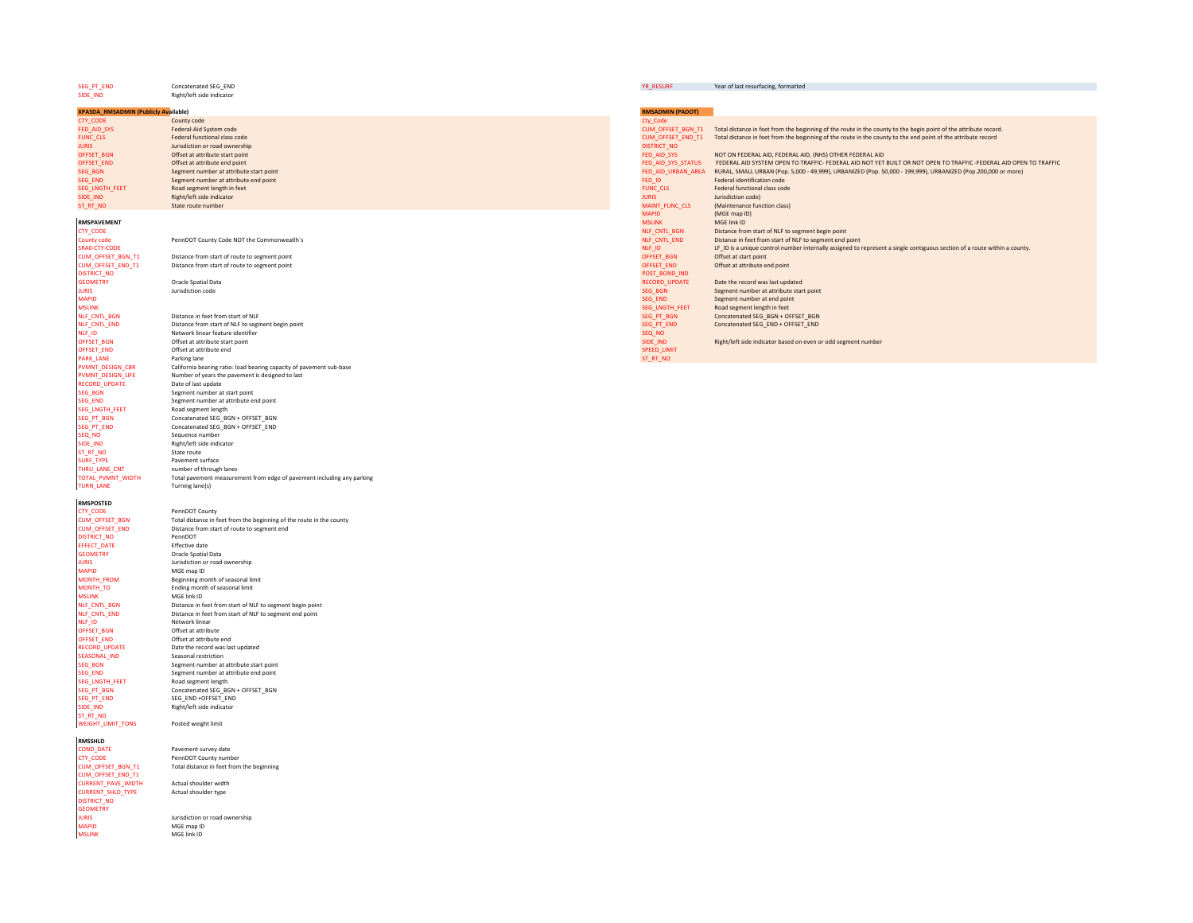| | |
|---|---|
| SEG_PT_END | Concatenated SEG_END |
| SIDE_IND | Right/left side indicator |

**XPASDA_RMSADMIN (Publicly Available)**

| | |
|---|---|
| CTY_CODE | County code |
| FED_AID_SYS | Federal-Aid System code |
| FUNC_CLS | Federal functional class code |
| JURIS | Jurisdiction or road ownership |
| OFFSET_BGN | Offset at attribute start point |
| OFFSET_END | Offset at attribute end point |
| SEG_BGN | Segment number at attribute start point |
| SEG_END | Segment number at attribute end point |
| SEG_LNGTH_FEET | Road segment length in feet |
| SIDE_IND | Right/left side indicator |
| ST_RT_NO | State route number |

**RMSPAVEMENT**

| | |
|---|---|
| CTY_CODE | |
| County code | PennDOT County Code NOT the Commonweatlh`s |
| SRAD-CTY-CODE | |
| CUM_OFFSET_BGN_T1 | Distance from start of route to segment point |
| CUM_OFFSET_END_T1 | Distance from start of route to segment point |
| DISTRICT_NO | |
| GEOMETRY | Oracle Spatial Data |
| JURIS | Jurisdiction code |
| MAPID | |
| MSLINK | |
| NLF_CNTL_BGN | Distance in feet from start of NLF |
| NLF_CNTL_END | Distance from start of NLF to segment begin point |
| NLF_ID | Network linear feature identifier |
| OFFSET_BGN | Offset at attribute start point |
| OFFSET_END | Offset at attribute end |
| PARK_LANE | Parking lane |
| PVMNT_DESIGN_CBR | California bearing ratio: load bearing capacity of pavement sub-base |
| PVMNT_DESIGN_LIFE | Number of years the pavement is designed to last |
| RECORD_UPDATE | Date of last update |
| SEG_BGN | Segment number at start point |
| SEG_END | Segment number at attribute end point |
| SEG_LNGTH_FEET | Road segment length |
| SEG_PT_BGN | Concatenated SEG_BGN + OFFSET_BGN |
| SEG_PT_END | Concatenated SEG_BGN + OFFSET_END |
| SEQ_NO | Sequence number |
| SIDE_IND | Right/left side indicator |
| ST_RT_NO | State route |
| SURF_TYPE | Pavement surface |
| THRU_LANE_CNT | number of through lanes |
| TOTAL_PVMNT_WIDTH | Total pavement measurement from edge of pavement including any parking |
| TURN_LANE | Turning lane(s) |

**RMSPOSTED**

| | |
|---|---|
| CTY_CODE | PennDOT County |
| CUM_OFFSET_BGN | Total distance in feet from the beginning of the route in the county |
| CUM_OFFSET_END | Distance from start of route to segment end |
| DISTRICT_NO | PennDOT |
| EFFECT_DATE | Effective date |
| GEOMETRY | Oracle Spatial Data |
| JURIS | Jurisdiction or road ownership |
| MAPID | MGE map ID |
| MONTH_FROM | Beginning month of seasonal limit |
| MONTH_TO | Ending month of seasonal limit |
| MSLINK | MGE link ID |
| NLF_CNTL_BGN | Distance in feet from start of NLF to segment begin point |
| NLF_CNTL_END | Distance in feet from start of NLF to segment end point |
| NLF_ID | Network linear |
| OFFSET_BGN | Offset at attribute |
| OFFSET_END | Offset at attribute end |
| RECORD_UPDATE | Date the record was last updated |
| SEASONAL_IND | Seasonal restriction |
| SEG_BGN | Segment number at attribute start point |
| SEG_END | Segment number at attribute end point |
| SEG_LNGTH_FEET | Road segment length |
| SEG_PT_BGN | Concatenated SEG_BGN + OFFSET_BGN |
| SEG_PT_END | SEG_END +OFFSET_END |
| SIDE_IND | Right/left side indicator |
| ST_RT_NO | |
| WEIGHT_LIMIT_TONS | Posted weight limit |

**RMSSHLD**

| | |
|---|---|
| COND_DATE | Pavement survey date |
| CTY_CODE | PennDOT County number |
| CUM_OFFSET_BGN_T1 | Total distance in feet from the beginning |
| CUM_OFFSET_END_T1 | |
| CURRENT_PAVE_WIDTH | Actual shoulder width |
| CURRENT_SHLD_TYPE | Actual shoulder type |
| DISTRICT_NO | |
| GEOMETRY | |
| JURIS | Jurisdiction or road ownership |
| MAPID | MGE map ID |
| MSLINK | MGE link ID |

| | |
|---|---|
| YR_RESURF | Year of last resurfacing, formatted |

**RMSADMIN (PADOT)**

| | |
|---|---|
| Cty_Code | |
| CUM_OFFSET_BGN_T1 | Total distance in feet from the beginning of the route in the county to the begin point of the attribute record. |
| CUM_OFFSET_END_T1 | Total distance in feet from the beginning of the route in the county to the end point of the attribute record |
| DISTRICT_NO | |
| FED_AID_SYS | NOT ON FEDERAL AID, FEDERAL AID, (NHS) OTHER FEDERAL AID |
| FED_AID_SYS_STATUS | FEDERAL AID SYSTEM OPEN TO TRAFFIC- FEDERAL AID NOT YET BUILT OR NOT OPEN TO TRAFFIC -FEDERAL AID OPEN TO TRAFFIC |
| FED_AID_URBAN_AREA | RURAL, SMALL URBAN (Pop. 5,000 - 49,999), URBANIZED (Pop. 50,000 - 199,999), URBANIZED (Pop.200,000 or more) |
| FED_ID | Federal identification code |
| FUNC_CLS | Federal functional class code |
| JURIS | Jurisdiction code) |
| MAINT_FUNC_CLS | (Maintenance function class) |
| MAPID | (MGE map ID) |
| MSLINK | MGE link ID |
| NLF_CNTL_BGN | Distance from start of NLF to segment begin point |
| NLF_CNTL_END | Distance in feet from start of NLF to segment end point |
| NLF_ID | LF_ID is a unique control number internally assigned to represent a single contiguous section of a route within a county. |
| OFFSET_BGN | Offset at start point |
| OFFSET_END | Offset at attribute end point |
| POST_BOND_IND | |
| RECORD_UPDATE | Date the record was last updated |
| SEG_BGN | Segment number at attribute start point |
| SEG_END | Segment number at end point |
| SEG_LNGTH_FEET | Road segment length in feet |
| SEG_PT_BGN | Concatenated SEG_BGN + OFFSET_BGN |
| SEG_PT_END | Concatenated SEG_END + OFFSET_END |
| SEQ_NO | |
| SIDE_IND | Right/left side indicator based on even or odd segment number |
| SPEED_LIMIT | |
| ST_RT_NO | |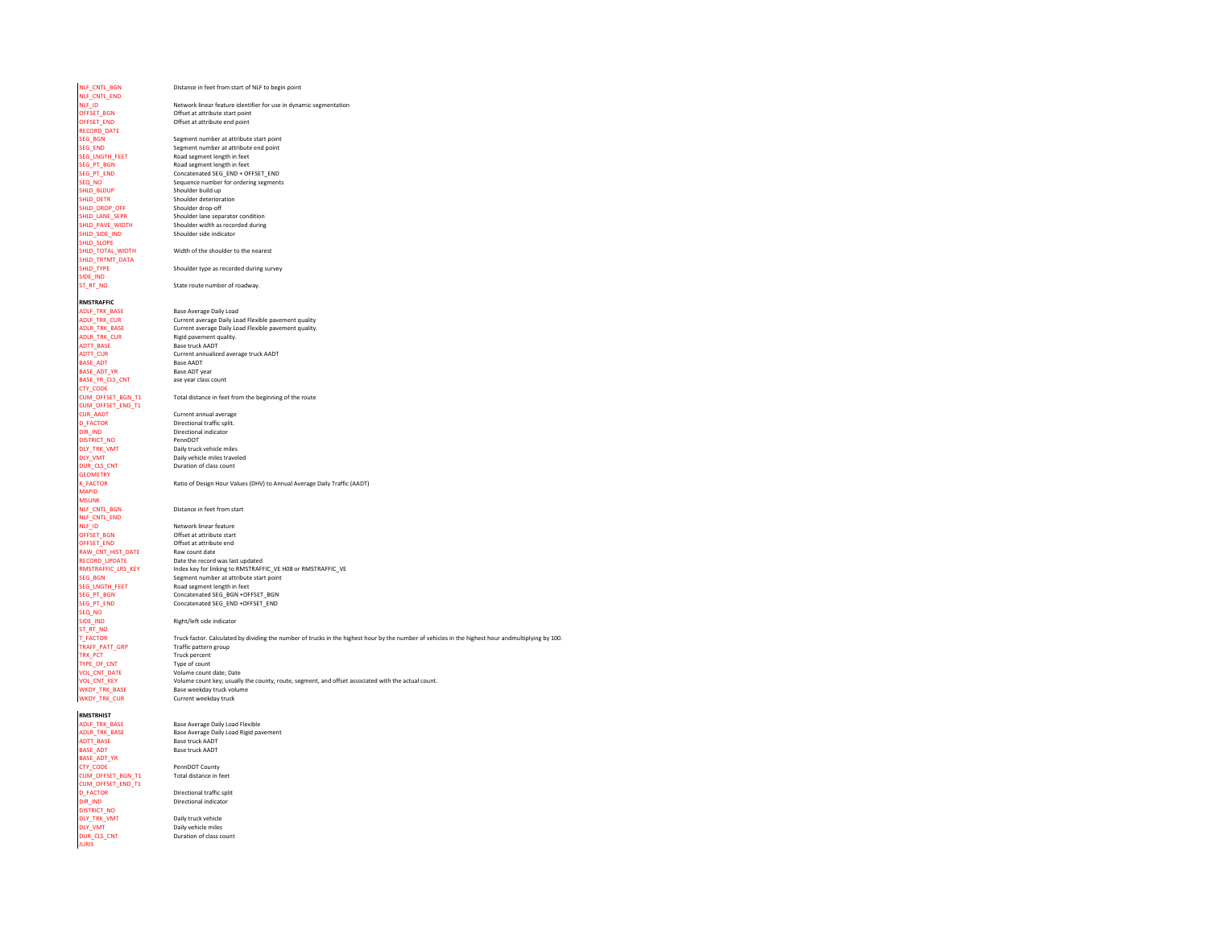| Field | Description |
|---|---|
| NLF_CNTL_BGN | Distance in feet from start of NLF to begin point |
| NLF_CNTL_END | |
| NLF_ID | Network linear feature identifier for use in dynamic segmentation |
| OFFSET_BGN | Offset at attribute start point |
| OFFSET_END | Offset at attribute end point |
| RECORD_DATE | |
| SEG_BGN | Segment number at attribute start point |
| SEG_END | Segment number at attribute end point |
| SEG_LNGTH_FEET | Road segment length in feet |
| SEG_PT_BGN | Road segment length in feet |
| SEG_PT_END | Concatenated SEG_END + OFFSET_END |
| SEQ_NO | Sequence number for ordering segments |
| SHLD_BLDUP | Shoulder build up |
| SHLD_DETR | Shoulder deterioration |
| SHLD_DROP_OFF | Shoulder drop-off |
| SHLD_LANE_SEPR | Shoulder lane separator condition |
| SHLD_PAVE_WIDTH | Shoulder width as recorded during |
| SHLD_SIDE_IND | Shoulder side indicator |
| SHLD_SLOPE | |
| SHLD_TOTAL_WIDTH | Width of the shoulder to the nearest |
| SHLD_TRTMT_DATA | |
| SHLD_TYPE | Shoulder type as recorded during survey |
| SIDE_IND | |
| ST_RT_NO | State route number of roadway. |

**RMSTRAFFIC**

| Field | Description |
|---|---|
| ADLF_TRK_BASE | Base Average Daily Load |
| ADLF_TRK_CUR | Current average Daily Load Flexible pavement quality |
| ADLR_TRK_BASE | Current average Daily Load Flexible pavement quality. |
| ADLR_TRK_CUR | Rigid pavement quality. |
| ADTT_BASE | Base truck AADT |
| ADTT_CUR | Current annualized average truck AADT |
| BASE_ADT | Base AADT |
| BASE_ADT_YR | Base ADT year |
| BASE_YR_CLS_CNT | ase year class count |
| CTY_CODE | |
| CUM_OFFSET_BGN_T1 | Total distance in feet from the beginning of the route |
| CUM_OFFSET_END_T1 | |
| CUR_AADT | Current annual average |
| D_FACTOR | Directional traffic split. |
| DIR_IND | Directional indicator |
| DISTRICT_NO | PennDOT |
| DLY_TRK_VMT | Daily truck vehicle miles |
| DLY_VMT | Daily vehicle miles traveled |
| DUR_CLS_CNT | Duration of class count |
| GEOMETRY | |
| K_FACTOR | Ratio of Design Hour Values (DHV) to Annual Average Daily Traffic (AADT) |
| MAPID | |
| MSLINK | |
| NLF_CNTL_BGN | Distance in feet from start |
| NLF_CNTL_END | |
| NLF_ID | Network linear feature |
| OFFSET_BGN | Offset at attribute start |
| OFFSET_END | Offset at attribute end |
| RAW_CNT_HIST_DATE | Raw count date |
| RECORD_UPDATE | Date the record was last updated |
| RMSTRAFFIC_LRS_KEY | Index key for linking to RMSTRAFFIC_VE H08 or RMSTRAFFIC_VE |
| SEG_BGN | Segment number at attribute start point |
| SEG_LNGTH_FEET | Road segment length in feet |
| SEG_PT_BGN | Concatenated SEG_BGN +OFFSET_BGN |
| SEG_PT_END | Concatenated SEG_END +OFFSET_END |
| SEQ_NO | |
| SIDE_IND | Right/left side indicator |
| ST_RT_NO | |
| T_FACTOR | Truck factor. Calculated by dividing the number of trucks in the highest hour by the number of vehicles in the highest hour andmultiplying by 100. |
| TRAFF_PATT_GRP | Traffic pattern group |
| TRK_PCT | Truck percent |
| TYPE_OF_CNT | Type of count |
| VOL_CNT_DATE | Volume count date; Date |
| VOL_CNT_KEY | Volume count key; usually the county, route, segment, and offset associated with the actual count. |
| WKDY_TRK_BASE | Base weekday truck volume |
| WKDY_TRK_CUR | Current weekday truck |

**RMSTRHIST**

| Field | Description |
|---|---|
| ADLF_TRK_BASE | Base Average Daily Load Flexible |
| ADLR_TRK_BASE | Base Average Daily Load Rigid pavement |
| ADTT_BASE | Base truck AADT |
| BASE_ADT | Base truck AADT |
| BASE_ADT_YR | |
| CTY_CODE | PennDOT County |
| CUM_OFFSET_BGN_T1 | Total distance in feet |
| CUM_OFFSET_END_T1 | |
| D_FACTOR | Directional traffic split |
| DIR_IND | Directional indicator |
| DISTRICT_NO | |
| DLY_TRK_VMT | Daily truck vehicle |
| DLY_VMT | Daily vehicle miles |
| DUR_CLS_CNT | Duration of class count |
| JURIS | |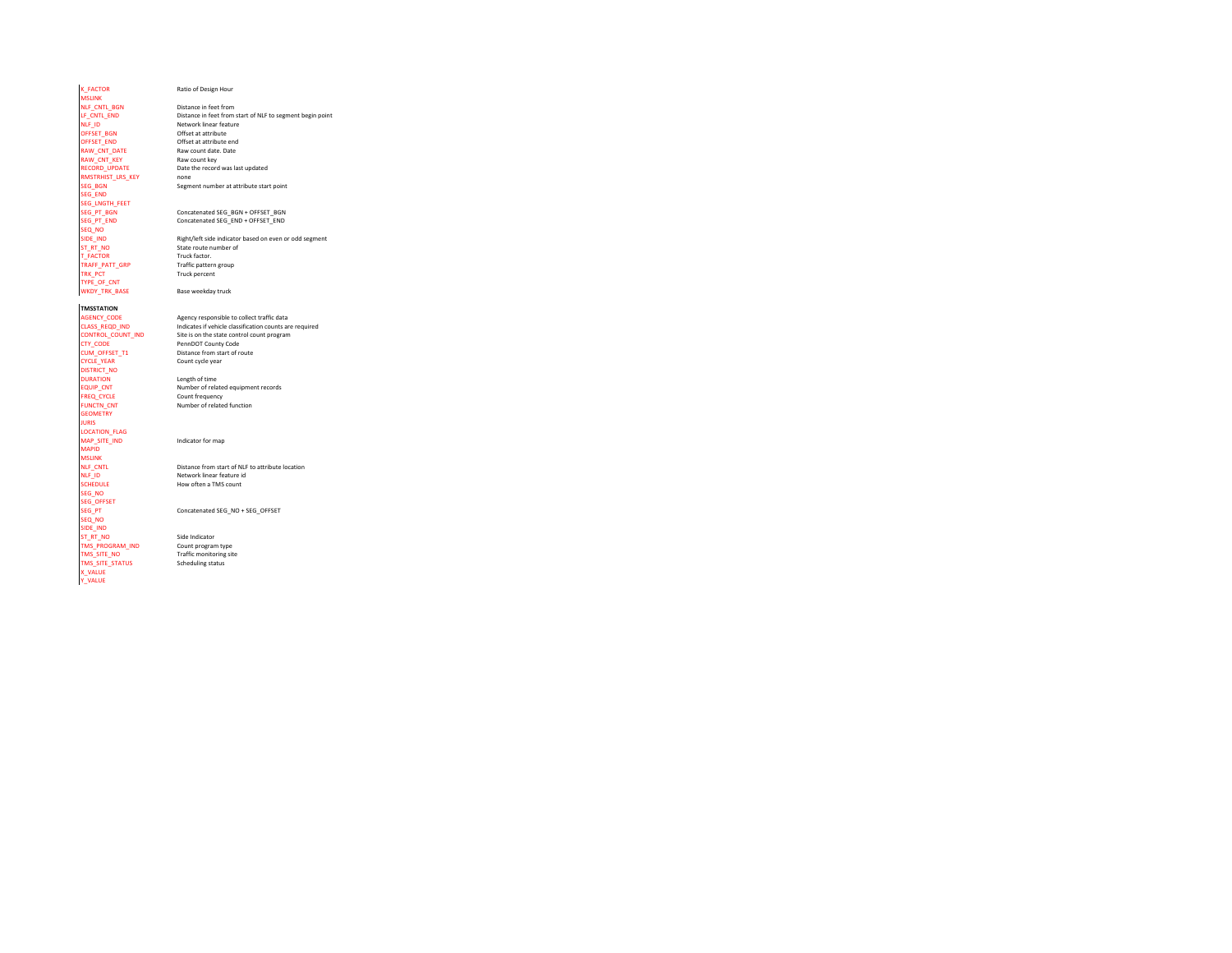| | |
|---|---|
| K_FACTOR | Ratio of Design Hour |
| MSLINK | |
| NLF_CNTL_BGN | Distance in feet from |
| LF_CNTL_END | Distance in feet from start of NLF to segment begin point |
| NLF_ID | Network linear feature |
| OFFSET_BGN | Offset at attribute |
| OFFSET_END | Offset at attribute end |
| RAW_CNT_DATE | Raw count date. Date |
| RAW_CNT_KEY | Raw count key |
| RECORD_UPDATE | Date the record was last updated |
| RMSTRHIST_LRS_KEY | none |
| SEG_BGN | Segment number at attribute start point |
| SEG_END | |
| SEG_LNGTH_FEET | |
| SEG_PT_BGN | Concatenated SEG_BGN + OFFSET_BGN |
| SEG_PT_END | Concatenated SEG_END + OFFSET_END |
| SEQ_NO | |
| SIDE_IND | Right/left side indicator based on even or odd segment |
| ST_RT_NO | State route number of |
| T_FACTOR | Truck factor. |
| TRAFF_PATT_GRP | Traffic pattern group |
| TRK_PCT | Truck percent |
| TYPE_OF_CNT | |
| WKDY_TRK_BASE | Base weekday truck |

**TMSSTATION**

| | |
|---|---|
| AGENCY_CODE | Agency responsible to collect traffic data |
| CLASS_REQD_IND | Indicates if vehicle classification counts are required |
| CONTROL_COUNT_IND | Site is on the state control count program |
| CTY_CODE | PennDOT County Code |
| CUM_OFFSET_T1 | Distance from start of route |
| CYCLE_YEAR | Count cycle year |
| DISTRICT_NO | |
| DURATION | Length of time |
| EQUIP_CNT | Number of related equipment records |
| FREQ_CYCLE | Count frequency |
| FUNCTN_CNT | Number of related function |
| GEOMETRY | |
| JURIS | |
| LOCATION_FLAG | |
| MAP_SITE_IND | Indicator for map |
| MAPID | |
| MSLINK | |
| NLF_CNTL | Distance from start of NLF to attribute location |
| NLF_ID | Network linear feature id |
| SCHEDULE | How often a TMS count |
| SEG_NO | |
| SEG_OFFSET | |
| SEG_PT | Concatenated SEG_NO + SEG_OFFSET |
| SEQ_NO | |
| SIDE_IND | |
| ST_RT_NO | Side Indicator |
| TMS_PROGRAM_IND | Count program type |
| TMS_SITE_NO | Traffic monitoring site |
| TMS_SITE_STATUS | Scheduling status |
| X_VALUE | |
| Y_VALUE | |